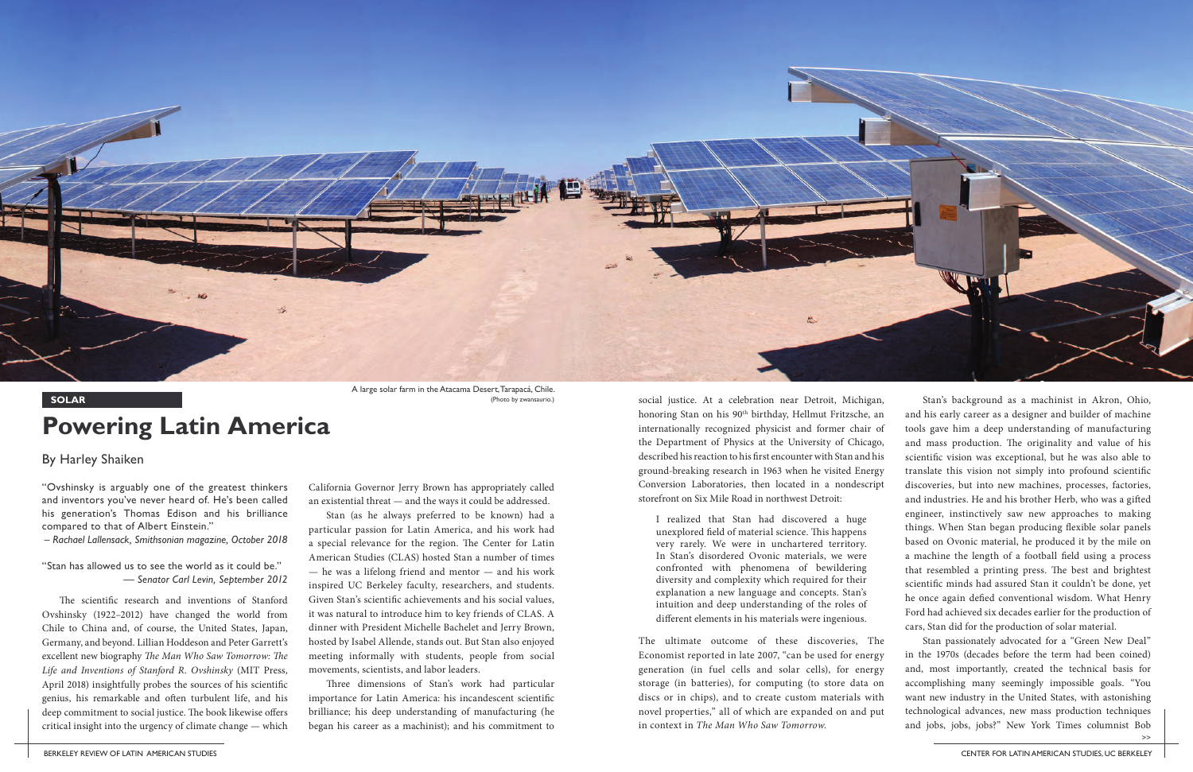A large solar farm in the Atacama Desert, Tarapacá, Chile.
(Photo by zwansaurio.)

SOLAR

# Powering Latin America

By Harley Shaiken

"Ovshinsky is arguably one of the greatest thinkers and inventors you've never heard of. He's been called his generation's Thomas Edison and his brilliance compared to that of Albert Einstein."
*– Rachael Lallensack, Smithsonian magazine, October 2018*

"Stan has allowed us to see the world as it could be."
*— Senator Carl Levin, September 2012*

The scientific research and inventions of Stanford Ovshinsky (1922–2012) have changed the world from Chile to China and, of course, the United States, Japan, Germany, and beyond. Lillian Hoddeson and Peter Garrett's excellent new biography *The Man Who Saw Tomorrow: The Life and Inventions of Stanford R. Ovshinsky* (MIT Press, April 2018) insightfully probes the sources of his scientific genius, his remarkable and often turbulent life, and his deep commitment to social justice. The book likewise offers critical insight into the urgency of climate change — which California Governor Jerry Brown has appropriately called an existential threat — and the ways it could be addressed.

Stan (as he always preferred to be known) had a particular passion for Latin America, and his work had a special relevance for the region. The Center for Latin American Studies (CLAS) hosted Stan a number of times — he was a lifelong friend and mentor — and his work inspired UC Berkeley faculty, researchers, and students. Given Stan's scientific achievements and his social values, it was natural to introduce him to key friends of CLAS. A dinner with President Michelle Bachelet and Jerry Brown, hosted by Isabel Allende, stands out. But Stan also enjoyed meeting informally with students, people from social movements, scientists, and labor leaders.

Three dimensions of Stan's work had particular importance for Latin America: his incandescent scientific brilliance; his deep understanding of manufacturing (he began his career as a machinist); and his commitment to social justice. At a celebration near Detroit, Michigan, honoring Stan on his 90th birthday, Hellmut Fritzsche, an internationally recognized physicist and former chair of the Department of Physics at the University of Chicago, described his reaction to his first encounter with Stan and his ground-breaking research in 1963 when he visited Energy Conversion Laboratories, then located in a nondescript storefront on Six Mile Road in northwest Detroit:

> I realized that Stan had discovered a huge unexplored field of material science. This happens very rarely. We were in uncharted territory. In Stan's disordered Ovonic materials, we were confronted with phenomena of bewildering diversity and complexity which required for their explanation a new language and concepts. Stan's intuition and deep understanding of the roles of different elements in his materials were ingenious.

The ultimate outcome of these discoveries, The Economist reported in late 2007, "can be used for energy generation (in fuel cells and solar cells), for energy storage (in batteries), for computing (to store data on discs or in chips), and to create custom materials with novel properties," all of which are expanded on and put in context in *The Man Who Saw Tomorrow*.

Stan's background as a machinist in Akron, Ohio, and his early career as a designer and builder of machine tools gave him a deep understanding of manufacturing and mass production. The originality and value of his scientific vision was exceptional, but he was also able to translate this vision not simply into profound scientific discoveries, but into new machines, processes, factories, and industries. He and his brother Herb, who was a gifted engineer, instinctively saw new approaches to making things. When Stan began producing flexible solar panels based on Ovonic material, he produced it by the mile on a machine the length of a football field using a process that resembled a printing press. The best and brightest scientific minds had assured Stan it couldn't be done, yet he once again defied conventional wisdom. What Henry Ford had achieved six decades earlier for the production of cars, Stan did for the production of solar material.

Stan passionately advocated for a "Green New Deal" in the 1970s (decades before the term had been coined) and, most importantly, created the technical basis for accomplishing many seemingly impossible goals. "You want new industry in the United States, with astonishing technological advances, new mass production techniques and jobs, jobs, jobs?" New York Times columnist Bob

>>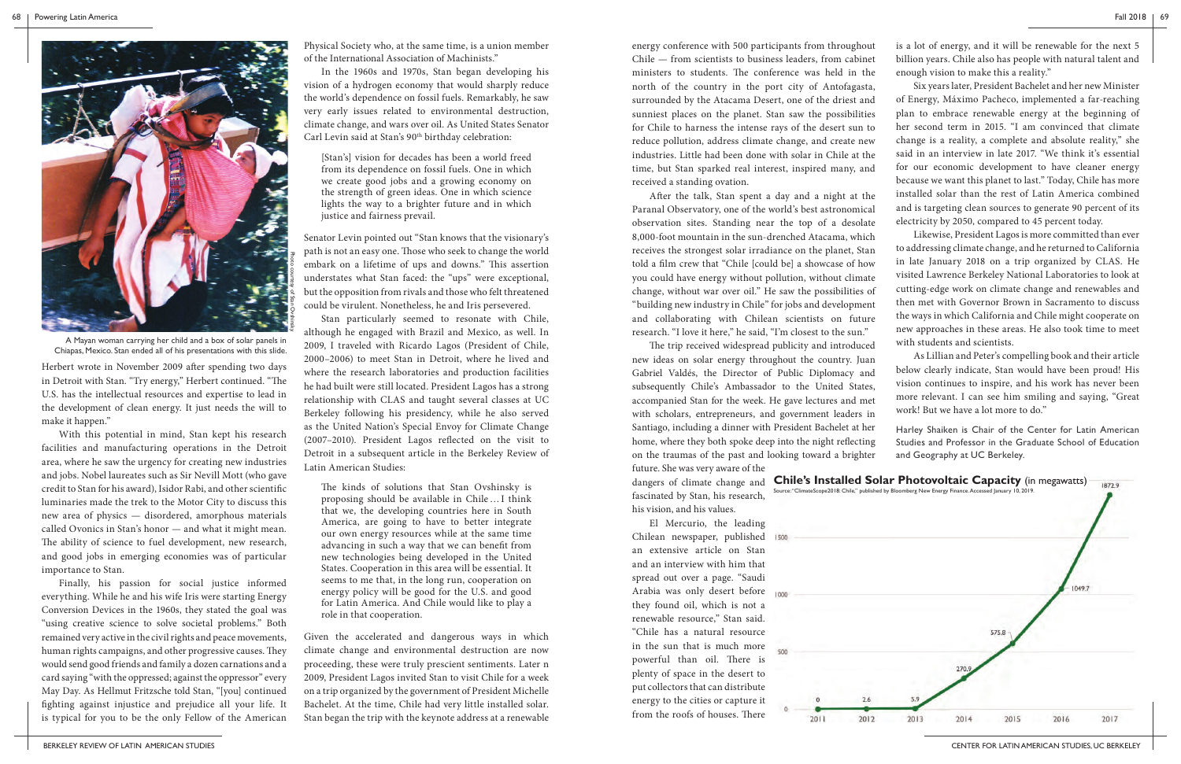A Mayan woman carrying her child and a box of solar panels in Chiapas, Mexico. Stan ended all of his presentations with this slide.

Photo courtesy of Stan Ovshinsky.

Herbert wrote in November 2009 after spending two days in Detroit with Stan. "Try energy," Herbert continued. "The U.S. has the intellectual resources and expertise to lead in the development of clean energy. It just needs the will to make it happen."

With this potential in mind, Stan kept his research facilities and manufacturing operations in the Detroit area, where he saw the urgency for creating new industries and jobs. Nobel laureates such as Sir Nevill Mott (who gave credit to Stan for his award), Isidor Rabi, and other scientific luminaries made the trek to the Motor City to discuss this new area of physics — disordered, amorphous materials called Ovonics in Stan's honor — and what it might mean. The ability of science to fuel development, new research, and good jobs in emerging economies was of particular importance to Stan.

Finally, his passion for social justice informed everything. While he and his wife Iris were starting Energy Conversion Devices in the 1960s, they stated the goal was "using creative science to solve societal problems." Both remained very active in the civil rights and peace movements, human rights campaigns, and other progressive causes. They would send good friends and family a dozen carnations and a card saying "with the oppressed; against the oppressor" every May Day. As Hellmut Fritzsche told Stan, "[you] continued fighting against injustice and prejudice all your life. It is typical for you to be the only Fellow of the American Physical Society who, at the same time, is a union member of the International Association of Machinists."

In the 1960s and 1970s, Stan began developing his vision of a hydrogen economy that would sharply reduce the world's dependence on fossil fuels. Remarkably, he saw very early issues related to environmental destruction, climate change, and wars over oil. As United States Senator Carl Levin said at Stan's 90th birthday celebration:

> [Stan's] vision for decades has been a world freed from its dependence on fossil fuels. One in which we create good jobs and a growing economy on the strength of green ideas. One in which science lights the way to a brighter future and in which justice and fairness prevail.

Senator Levin pointed out "Stan knows that the visionary's path is not an easy one. Those who seek to change the world embark on a lifetime of ups and downs." This assertion understates what Stan faced: the "ups" were exceptional, but the opposition from rivals and those who felt threatened could be virulent. Nonetheless, he and Iris persevered.

Stan particularly seemed to resonate with Chile, although he engaged with Brazil and Mexico, as well. In 2009, I traveled with Ricardo Lagos (President of Chile, 2000–2006) to meet Stan in Detroit, where he lived and where the research laboratories and production facilities he had built were still located. President Lagos has a strong relationship with CLAS and taught several classes at UC Berkeley following his presidency, while he also served as the United Nation's Special Envoy for Climate Change (2007–2010). President Lagos reflected on the visit to Detroit in a subsequent article in the Berkeley Review of Latin American Studies:

> The kinds of solutions that Stan Ovshinsky is proposing should be available in Chile … I think that we, the developing countries here in South America, are going to have to better integrate our own energy resources while at the same time advancing in such a way that we can benefit from new technologies being developed in the United States. Cooperation in this area will be essential. It seems to me that, in the long run, cooperation on energy policy will be good for the U.S. and good for Latin America. And Chile would like to play a role in that cooperation.

Given the accelerated and dangerous ways in which climate change and environmental destruction are now proceeding, these were truly prescient sentiments. Later n 2009, President Lagos invited Stan to visit Chile for a week on a trip organized by the government of President Michelle Bachelet. At the time, Chile had very little installed solar. Stan began the trip with the keynote address at a renewable energy conference with 500 participants from throughout Chile — from scientists to business leaders, from cabinet ministers to students. The conference was held in the north of the country in the port city of Antofagasta, surrounded by the Atacama Desert, one of the driest and sunniest places on the planet. Stan saw the possibilities for Chile to harness the intense rays of the desert sun to reduce pollution, address climate change, and create new industries. Little had been done with solar in Chile at the time, but Stan sparked real interest, inspired many, and received a standing ovation.

After the talk, Stan spent a day and a night at the Paranal Observatory, one of the world's best astronomical observation sites. Standing near the top of a desolate 8,000-foot mountain in the sun-drenched Atacama, which receives the strongest solar irradiance on the planet, Stan told a film crew that "Chile [could be] a showcase of how you could have energy without pollution, without climate change, without war over oil." He saw the possibilities of "building new industry in Chile" for jobs and development and collaborating with Chilean scientists on future research. "I love it here," he said, "I'm closest to the sun."

The trip received widespread publicity and introduced new ideas on solar energy throughout the country. Juan Gabriel Valdés, the Director of Public Diplomacy and subsequently Chile's Ambassador to the United States, accompanied Stan for the week. He gave lectures and met with scholars, entrepreneurs, and government leaders in Santiago, including a dinner with President Bachelet at her home, where they both spoke deep into the night reflecting on the traumas of the past and looking toward a brighter future. She was very aware of the dangers of climate change and fascinated by Stan, his research, his vision, and his values.

El Mercurio, the leading Chilean newspaper, published an extensive article on Stan and an interview with him that spread out over a page. "Saudi Arabia was only desert before they found oil, which is not a renewable resource," Stan said. "Chile has a natural resource in the sun that is much more powerful than oil. There is plenty of space in the desert to put collectors that can distribute energy to the cities or capture it from the roofs of houses. There is a lot of energy, and it will be renewable for the next 5 billion years. Chile also has people with natural talent and enough vision to make this a reality."

Six years later, President Bachelet and her new Minister of Energy, Máximo Pacheco, implemented a far-reaching plan to embrace renewable energy at the beginning of her second term in 2015. "I am convinced that climate change is a reality, a complete and absolute reality," she said in an interview in late 2017. "We think it's essential for our economic development to have cleaner energy because we want this planet to last." Today, Chile has more installed solar than the rest of Latin America combined and is targeting clean sources to generate 90 percent of its electricity by 2050, compared to 45 percent today.

Likewise, President Lagos is more committed than ever to addressing climate change, and he returned to California in late January 2018 on a trip organized by CLAS. He visited Lawrence Berkeley National Laboratories to look at cutting-edge work on climate change and renewables and then met with Governor Brown in Sacramento to discuss the ways in which California and Chile might cooperate on new approaches in these areas. He also took time to meet with students and scientists.

As Lillian and Peter's compelling book and their article below clearly indicate, Stan would have been proud! His vision continues to inspire, and his work has never been more relevant. I can see him smiling and saying, "Great work! But we have a lot more to do."

*Harley Shaiken is Chair of the Center for Latin American Studies and Professor in the Graduate School of Education and Geography at UC Berkeley.*

**Chile's Installed Solar Photovoltaic Capacity** (in megawatts)

Source: "ClimateScope2018: Chile," published by Bloomberg New Energy Finance. Accessed January 10, 2019.

0 500 1000 1500

2011 2012 2013 2014 2015 2016 2017

0 2.6 5.9 270.9 575.8 1049.7 1872.9